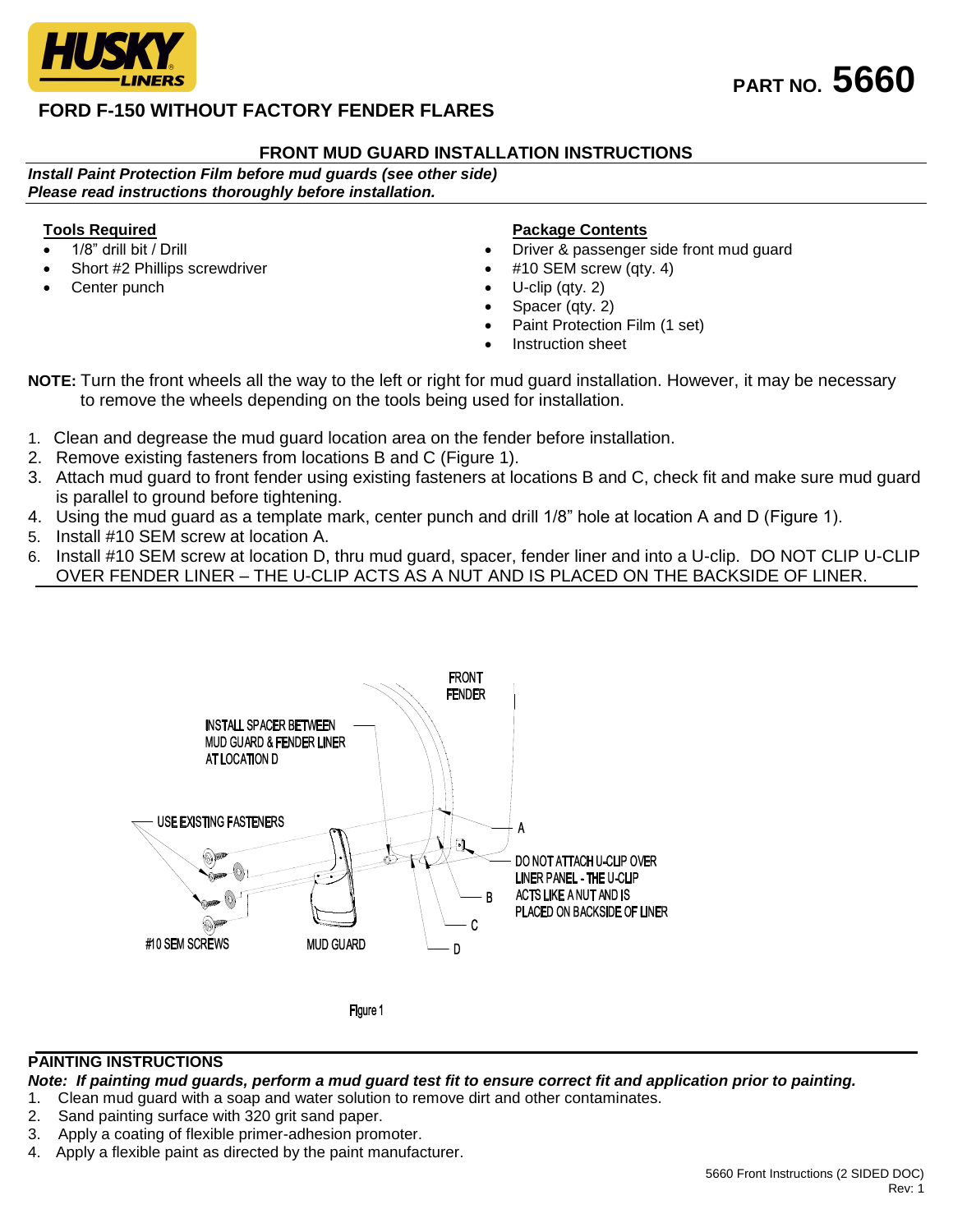HUSKY LINERS

PART NO. 5660

# FORD F-150 WITHOUT FACTORY FENDER FLARES

## FRONT MUD GUARD INSTALLATION INSTRUCTIONS

***Install Paint Protection Film before mud guards (see other side)***
***Please read instructions thoroughly before installation.***

**Tools Required**

- 1/8" drill bit / Drill
- Short #2 Phillips screwdriver
- Center punch

**Package Contents**

- Driver & passenger side front mud guard
- #10 SEM screw (qty. 4)
- U-clip (qty. 2)
- Spacer (qty. 2)
- Paint Protection Film (1 set)
- Instruction sheet

**NOTE:** Turn the front wheels all the way to the left or right for mud guard installation. However, it may be necessary to remove the wheels depending on the tools being used for installation.

1. Clean and degrease the mud guard location area on the fender before installation.
2. Remove existing fasteners from locations B and C (Figure 1).
3. Attach mud guard to front fender using existing fasteners at locations B and C, check fit and make sure mud guard is parallel to ground before tightening.
4. Using the mud guard as a template mark, center punch and drill 1/8" hole at location A and D (Figure 1).
5. Install #10 SEM screw at location A.
6. Install #10 SEM screw at location D, thru mud guard, spacer, fender liner and into a U-clip. DO NOT CLIP U-CLIP OVER FENDER LINER – THE U-CLIP ACTS AS A NUT AND IS PLACED ON THE BACKSIDE OF LINER.

FRONT FENDER

INSTALL SPACER BETWEEN MUD GUARD & FENDER LINER AT LOCATION D

USE EXISTING FASTENERS

A

DO NOT ATTACH U-CLIP OVER LINER PANEL - THE U-CLIP ACTS LIKE A NUT AND IS PLACED ON BACKSIDE OF LINER

B

C

D

#10 SEM SCREWS

MUD GUARD

Figure 1

**PAINTING INSTRUCTIONS**

***Note: If painting mud guards, perform a mud guard test fit to ensure correct fit and application prior to painting.***

1. Clean mud guard with a soap and water solution to remove dirt and other contaminates.
2. Sand painting surface with 320 grit sand paper.
3. Apply a coating of flexible primer-adhesion promoter.
4. Apply a flexible paint as directed by the paint manufacturer.

5660 Front Instructions (2 SIDED DOC)
Rev: 1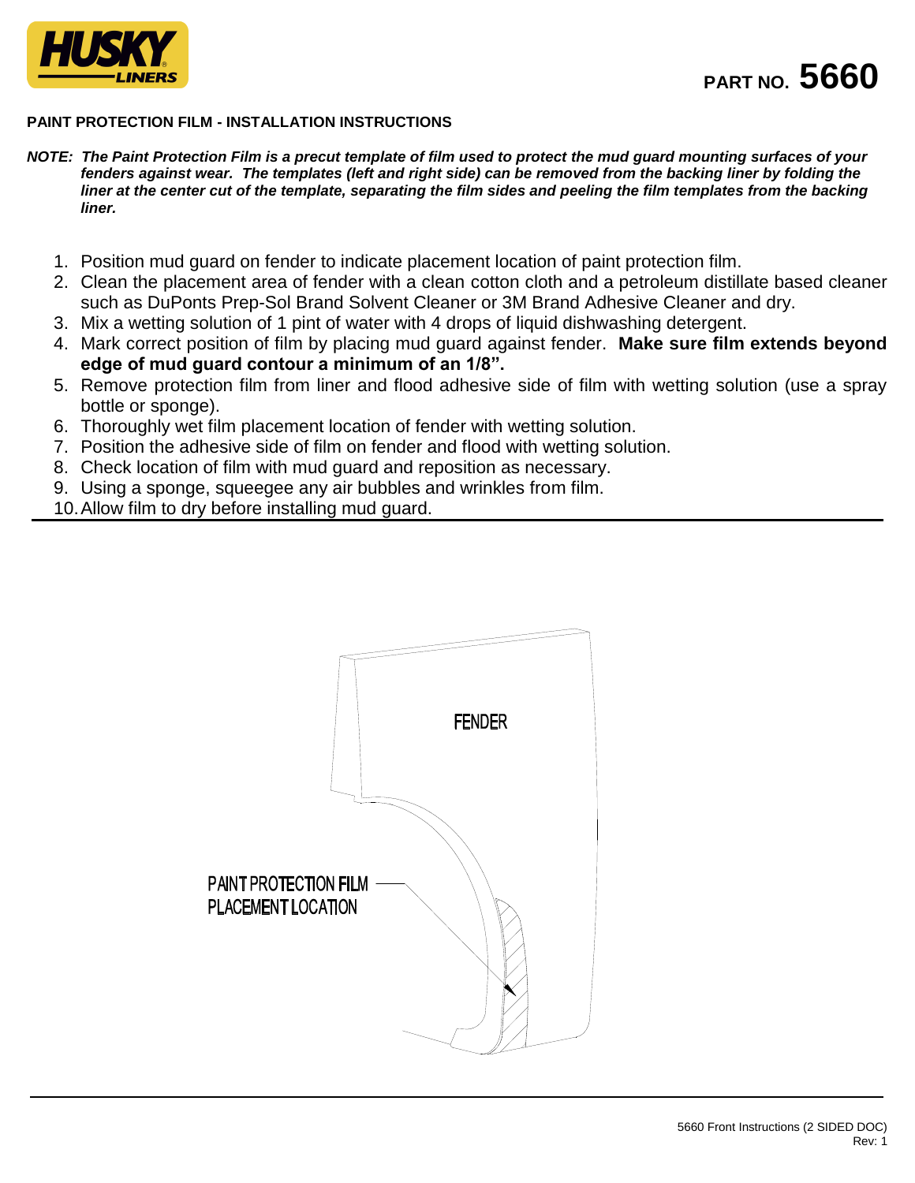**HUSKY LINERS**

**PART NO. 5660**

**PAINT PROTECTION FILM - INSTALLATION INSTRUCTIONS**

***NOTE: The Paint Protection Film is a precut template of film used to protect the mud guard mounting surfaces of your fenders against wear. The templates (left and right side) can be removed from the backing liner by folding the liner at the center cut of the template, separating the film sides and peeling the film templates from the backing liner.***

1. Position mud guard on fender to indicate placement location of paint protection film.
2. Clean the placement area of fender with a clean cotton cloth and a petroleum distillate based cleaner such as DuPonts Prep-Sol Brand Solvent Cleaner or 3M Brand Adhesive Cleaner and dry.
3. Mix a wetting solution of 1 pint of water with 4 drops of liquid dishwashing detergent.
4. Mark correct position of film by placing mud guard against fender. **Make sure film extends beyond edge of mud guard contour a minimum of an 1/8".**
5. Remove protection film from liner and flood adhesive side of film with wetting solution (use a spray bottle or sponge).
6. Thoroughly wet film placement location of fender with wetting solution.
7. Position the adhesive side of film on fender and flood with wetting solution.
8. Check location of film with mud guard and reposition as necessary.
9. Using a sponge, squeegee any air bubbles and wrinkles from film.
10. Allow film to dry before installing mud guard.

FENDER

PAINT PROTECTION FILM PLACEMENT LOCATION

5660 Front Instructions (2 SIDED DOC)
Rev: 1